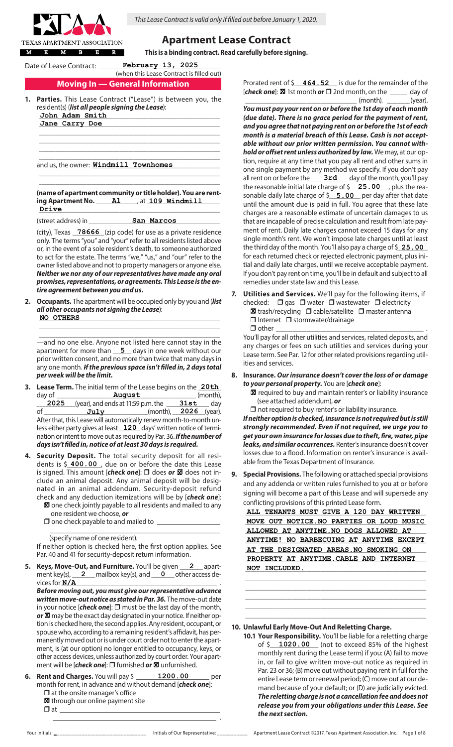*This Lease Contract is valid only if filled out before January 1, 2020.*

TEXAS APARTMENT ASSOCIATION
MEMBER

# Apartment Lease Contract

**This is a binding contract. Read carefully before signing.**

Date of Lease Contract: **February 13, 2025**
(when this Lease Contract is filled out)

## Moving In — General Information

**1. Parties.** This Lease Contract ("Lease") is between you, the resident(s) (***list all people signing the Lease***):
**John Adam Smith**
**Jane Carry Doe**

and us, the owner: **Windmill Townhomes**

**(name of apartment community or title holder). You are renting Apartment No.** **A1**, at **109 Windmill Drive**
(street address) in **San Marcos**
(city), Texas **78666** (zip code) for use as a private residence only. The terms "you" and "your" refer to all residents listed above or, in the event of a sole resident's death, to someone authorized to act for the estate. The terms "we," "us," and "our" refer to the owner listed above and not to property managers or anyone else. ***Neither we nor any of our representatives have made any oral promises, representations, or agreements. This Lease is the entire agreement between you and us.***

**2. Occupants.** The apartment will be occupied only by you and (***list all other occupants not signing the Lease***):
**NO OTHERS**

—and no one else. Anyone not listed here cannot stay in the apartment for more than **5** days in one week without our prior written consent, and no more than twice that many days in any one month. ***If the previous space isn't filled in, 2 days total per week will be the limit.***

**3. Lease Term.** The initial term of the Lease begins on the **20th** day of **August** (month), **2025** (year), and ends at 11:59 p.m. the **31st** day of **July** (month), **2026** (year). After that, this Lease will automatically renew month-to-month unless either party gives at least **120** days' written notice of termination or intent to move out as required by Par. 36. ***If the number of days isn't filled in, notice of at least 30 days is required.***

**4. Security Deposit.** The total security deposit for all residents is $ **400.00**, due on or before the date this Lease is signed. This amount [***check one***]: ☐ does *or* ☒ does not include an animal deposit. Any animal deposit will be designated in an animal addendum. Security-deposit refund check and any deduction itemizations will be by [***check one***]:
☒ one check jointly payable to all residents and mailed to any one resident we choose, *or*
☐ one check payable to and mailed to ____________
(specify name of one resident).
If neither option is checked here, the first option applies. See Par. 40 and 41 for security-deposit return information.

**5. Keys, Move-Out, and Furniture.** You'll be given **2** apartment key(s), **2** mailbox key(s), and **0** other access devices for **N/A**.
***Before moving out, you must give our representative advance written move-out notice as stated in Par. 36.*** The move-out date in your notice [***check one***]: ☐ must be the last day of the month, *or* ☒ may be the exact day designated in your notice. If neither option is checked here, the second applies. Any resident, occupant, or spouse who, according to a remaining resident's affidavit, has permanently moved out or is under court order not to enter the apartment, is (at our option) no longer entitled to occupancy, keys, or other access devices, unless authorized by court order. Your apartment will be [***check one***]: ☐ furnished *or* ☒ unfurnished.

**6. Rent and Charges.** You will pay $ **1200.00** per month for rent, in advance and without demand [***check one***]:
☐ at the onsite manager's office
☒ through our online payment site
☐ at ____________

Prorated rent of $ **464.52** is due for the remainder of the [***check one***]: ☒ 1st month *or* ☐ 2nd month, on the ____ day of ____________ (month), ______ (year).
***You must pay your rent on or before the 1st day of each month (due date). There is no grace period for the payment of rent, and you agree that not paying rent on or before the 1st of each month is a material breach of this Lease. Cash is not acceptable without our prior written permission. You cannot withhold or offset rent unless authorized by law.*** We may, at our option, require at any time that you pay all rent and other sums in one single payment by any method we specify. If you don't pay all rent on or before the **3rd** day of the month, you'll pay the reasonable initial late charge of $ **25.00**, plus the reasonable daily late charge of $ **5.00** per day after that date until the amount due is paid in full. You agree that these late charges are a reasonable estimate of uncertain damages to us that are incapable of precise calculation and result from late payment of rent. Daily late charges cannot exceed 15 days for any single month's rent. We won't impose late charges until at least the third day of the month. You'll also pay a charge of $ **25.00** for each returned check or rejected electronic payment, plus initial and daily late charges, until we receive acceptable payment. If you don't pay rent on time, you'll be in default and subject to all remedies under state law and this Lease.

**7. Utilities and Services.** We'll pay for the following items, if checked: ☐ gas ☐ water ☐ wastewater ☐ electricity
☒ trash/recycling ☐ cable/satellite ☐ master antenna
☐ Internet ☐ stormwater/drainage
☐ other ____________.
You'll pay for all other utilities and services, related deposits, and any charges or fees on such utilities and services during your Lease term. See Par. 12 for other related provisions regarding utilities and services.

**8. Insurance.** ***Our insurance doesn't cover the loss of or damage to your personal property.*** You are [***check one***]:
☒ required to buy and maintain renter's or liability insurance (see attached addendum), *or*
☐ not required to buy renter's or liability insurance.
***If neither option is checked, insurance is not required but is still strongly recommended. Even if not required, we urge you to get your own insurance for losses due to theft, fire, water, pipe leaks, and similar occurrences.*** Renter's insurance doesn't cover losses due to a flood. Information on renter's insurance is available from the Texas Department of Insurance.

**9. Special Provisions.** The following or attached special provisions and any addenda or written rules furnished to you at or before signing will become a part of this Lease and will supersede any conflicting provisions of this printed Lease form.
**ALL TENANTS MUST GIVE A 120 DAY WRITTEN MOVE OUT NOTICE.NO PARTIES OR LOUD MUSIC ALLOWED AT ANYTIME.NO DOGS ALLOWED AT ANYTIME! NO BARBECUING AT ANYTIME EXCEPT AT THE DESIGNATED AREAS.NO SMOKING ON PROPERTY AT ANYTIME.CABLE AND INTERNET NOT INCLUDED.**

**10. Unlawful Early Move-Out And Reletting Charge.**

**10.1 Your Responsibility.** You'll be liable for a reletting charge of $ **1020.00** (not to exceed 85% of the highest monthly rent during the Lease term) if you: (A) fail to move in, or fail to give written move-out notice as required in Par. 23 or 36; (B) move out without paying rent in full for the entire Lease term or renewal period; (C) move out at our demand because of your default; or (D) are judicially evicted. ***The reletting charge is not a cancellation fee and does not release you from your obligations under this Lease. See the next section.***

Your Initials: ____________ Initials of Our Representative: ____________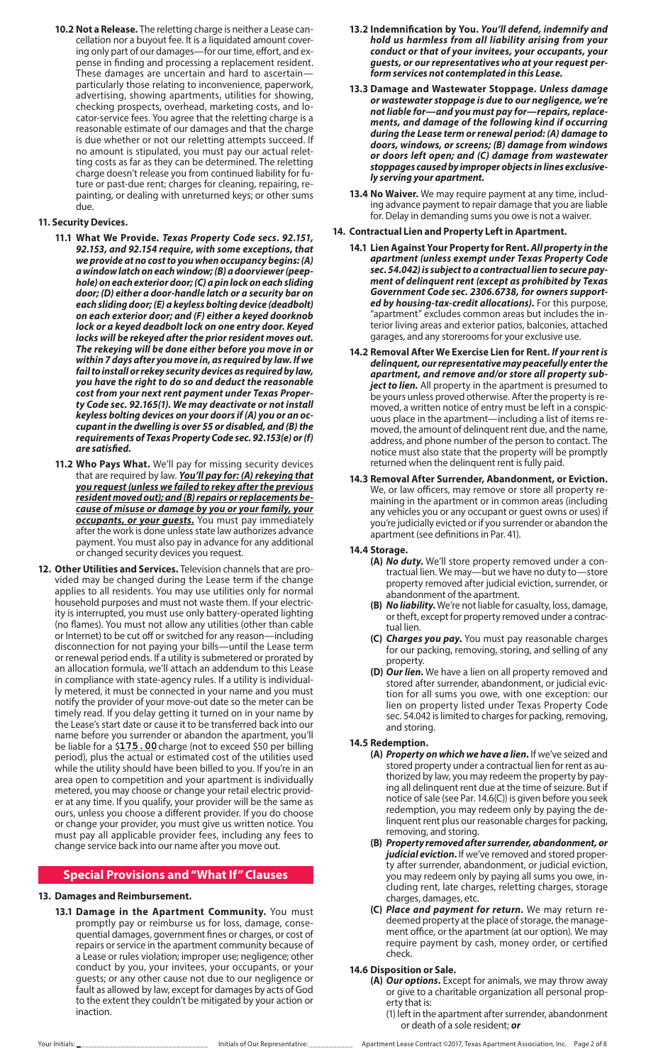**10.2 Not a Release.** The reletting charge is neither a Lease cancellation nor a buyout fee. It is a liquidated amount covering only part of our damages—for our time, effort, and expense in finding and processing a replacement resident. These damages are uncertain and hard to ascertain—particularly those relating to inconvenience, paperwork, advertising, showing apartments, utilities for showing, checking prospects, overhead, marketing costs, and locator-service fees. You agree that the reletting charge is a reasonable estimate of our damages and that the charge is due whether or not our reletting attempts succeed. If no amount is stipulated, you must pay our actual reletting costs as far as they can be determined. The reletting charge doesn't release you from continued liability for future or past-due rent; charges for cleaning, repairing, repainting, or dealing with unreturned keys; or other sums due.

**11. Security Devices.**

**11.1 What We Provide.** ***Texas Property Code secs. 92.151, 92.153, and 92.154 require, with some exceptions, that we provide at no cost to you when occupancy begins: (A) a window latch on each window; (B) a doorviewer (peephole) on each exterior door; (C) a pin lock on each sliding door; (D) either a door-handle latch or a security bar on each sliding door; (E) a keyless bolting device (deadbolt) on each exterior door; and (F) either a keyed doorknob lock or a keyed deadbolt lock on one entry door. Keyed locks will be rekeyed after the prior resident moves out. The rekeying will be done either before you move in or within 7 days after you move in, as required by law. If we fail to install or rekey security devices as required by law, you have the right to do so and deduct the reasonable cost from your next rent payment under Texas Property Code sec. 92.165(1). We may deactivate or not install keyless bolting devices on your doors if (A) you or an occupant in the dwelling is over 55 or disabled, and (B) the requirements of Texas Property Code sec. 92.153(e) or (f) are satisfied.***

**11.2 Who Pays What.** We'll pay for missing security devices that are required by law. ***You'll pay for: (A) rekeying that you request (unless we failed to rekey after the previous resident moved out); and (B) repairs or replacements because of misuse or damage by you or your family, your occupants, or your guests.*** You must pay immediately after the work is done unless state law authorizes advance payment. You must also pay in advance for any additional or changed security devices you request.

**12. Other Utilities and Services.** Television channels that are provided may be changed during the Lease term if the change applies to all residents. You may use utilities only for normal household purposes and must not waste them. If your electricity is interrupted, you must use only battery-operated lighting (no flames). You must not allow any utilities (other than cable or Internet) to be cut off or switched for any reason—including disconnection for not paying your bills—until the Lease term or renewal period ends. If a utility is submetered or prorated by an allocation formula, we'll attach an addendum to this Lease in compliance with state-agency rules. If a utility is individually metered, it must be connected in your name and you must notify the provider of your move-out date so the meter can be timely read. If you delay getting it turned on in your name by the Lease's start date or cause it to be transferred back into our name before you surrender or abandon the apartment, you'll be liable for a $175.00 charge (not to exceed $50 per billing period), plus the actual or estimated cost of the utilities used while the utility should have been billed to you. If you're in an area open to competition and your apartment is individually metered, you may choose or change your retail electric provider at any time. If you qualify, your provider will be the same as ours, unless you choose a different provider. If you do choose or change your provider, you must give us written notice. You must pay all applicable provider fees, including any fees to change service back into our name after you move out.

## Special Provisions and "What If" Clauses

**13. Damages and Reimbursement.**

**13.1 Damage in the Apartment Community.** You must promptly pay or reimburse us for loss, damage, consequential damages, government fines or charges, or cost of repairs or service in the apartment community because of a Lease or rules violation; improper use; negligence; other conduct by you, your invitees, your occupants, or your guests; or any other cause not due to our negligence or fault as allowed by law, except for damages by acts of God to the extent they couldn't be mitigated by your action or inaction.

**13.2 Indemnification by You.** ***You'll defend, indemnify and hold us harmless from all liability arising from your conduct or that of your invitees, your occupants, your guests, or our representatives who at your request perform services not contemplated in this Lease.***

**13.3 Damage and Wastewater Stoppage.** ***Unless damage or wastewater stoppage is due to our negligence, we're not liable for—and you must pay for—repairs, replacements, and damage of the following kind if occurring during the Lease term or renewal period: (A) damage to doors, windows, or screens; (B) damage from windows or doors left open; and (C) damage from wastewater stoppages caused by improper objects in lines exclusively serving your apartment.***

**13.4 No Waiver.** We may require payment at any time, including advance payment to repair damage that you are liable for. Delay in demanding sums you owe is not a waiver.

**14. Contractual Lien and Property Left in Apartment.**

**14.1 Lien Against Your Property for Rent.** ***All property in the apartment (unless exempt under Texas Property Code sec. 54.042) is subject to a contractual lien to secure payment of delinquent rent (except as prohibited by Texas Government Code sec. 2306.6738, for owners supported by housing-tax-credit allocations).*** For this purpose, "apartment" excludes common areas but includes the interior living areas and exterior patios, balconies, attached garages, and any storerooms for your exclusive use.

**14.2 Removal After We Exercise Lien for Rent.** ***If your rent is delinquent, our representative may peacefully enter the apartment, and remove and/or store all property subject to lien.*** All property in the apartment is presumed to be yours unless proved otherwise. After the property is removed, a written notice of entry must be left in a conspicuous place in the apartment—including a list of items removed, the amount of delinquent rent due, and the name, address, and phone number of the person to contact. The notice must also state that the property will be promptly returned when the delinquent rent is fully paid.

**14.3 Removal After Surrender, Abandonment, or Eviction.** We, or law officers, may remove or store all property remaining in the apartment or in common areas (including any vehicles you or any occupant or guest owns or uses) if you're judicially evicted or if you surrender or abandon the apartment (see definitions in Par. 41).

**14.4 Storage.**

- **(A)** ***No duty.*** We'll store property removed under a contractual lien. We may—but we have no duty to—store property removed after judicial eviction, surrender, or abandonment of the apartment.
- **(B)** ***No liability.*** We're not liable for casualty, loss, damage, or theft, except for property removed under a contractual lien.
- **(C)** ***Charges you pay.*** You must pay reasonable charges for our packing, removing, storing, and selling of any property.
- **(D)** ***Our lien.*** We have a lien on all property removed and stored after surrender, abandonment, or judicial eviction for all sums you owe, with one exception: our lien on property listed under Texas Property Code sec. 54.042 is limited to charges for packing, removing, and storing.

**14.5 Redemption.**

- **(A)** ***Property on which we have a lien.*** If we've seized and stored property under a contractual lien for rent as authorized by law, you may redeem the property by paying all delinquent rent due at the time of seizure. But if notice of sale (see Par. 14.6(C)) is given before you seek redemption, you may redeem only by paying the delinquent rent plus our reasonable charges for packing, removing, and storing.
- **(B)** ***Property removed after surrender, abandonment, or judicial eviction.*** If we've removed and stored property after surrender, abandonment, or judicial eviction, you may redeem only by paying all sums you owe, including rent, late charges, reletting charges, storage charges, damages, etc.
- **(C)** ***Place and payment for return.*** We may return redeemed property at the place of storage, the management office, or the apartment (at our option). We may require payment by cash, money order, or certified check.

**14.6 Disposition or Sale.**

- **(A)** ***Our options.*** Except for animals, we may throw away or give to a charitable organization all personal property that is:
  - (1) left in the apartment after surrender, abandonment or death of a sole resident; ***or***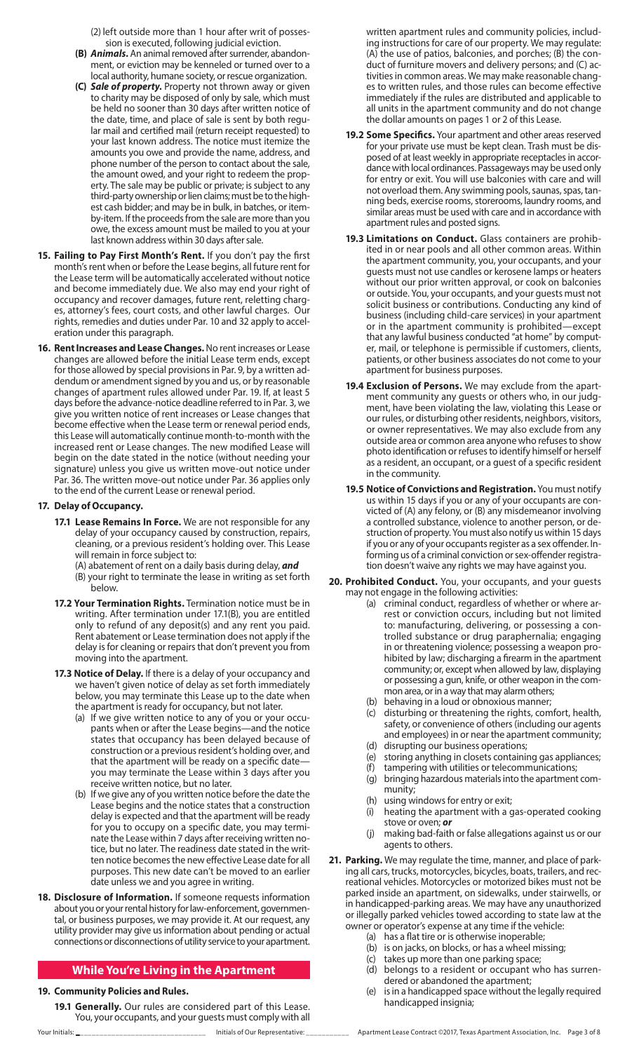(2) left outside more than 1 hour after writ of possession is executed, following judicial eviction.

**(B)** ***Animals.*** An animal removed after surrender, abandonment, or eviction may be kenneled or turned over to a local authority, humane society, or rescue organization.

**(C)** ***Sale of property.*** Property not thrown away or given to charity may be disposed of only by sale, which must be held no sooner than 30 days after written notice of the date, time, and place of sale is sent by both regular mail and certified mail (return receipt requested) to your last known address. The notice must itemize the amounts you owe and provide the name, address, and phone number of the person to contact about the sale, the amount owed, and your right to redeem the property. The sale may be public or private; is subject to any third-party ownership or lien claims; must be to the highest cash bidder; and may be in bulk, in batches, or item-by-item. If the proceeds from the sale are more than you owe, the excess amount must be mailed to you at your last known address within 30 days after sale.

**15. Failing to Pay First Month's Rent.** If you don't pay the first month's rent when or before the Lease begins, all future rent for the Lease term will be automatically accelerated without notice and become immediately due. We also may end your right of occupancy and recover damages, future rent, reletting charges, attorney's fees, court costs, and other lawful charges. Our rights, remedies and duties under Par. 10 and 32 apply to acceleration under this paragraph.

**16. Rent Increases and Lease Changes.** No rent increases or Lease changes are allowed before the initial Lease term ends, except for those allowed by special provisions in Par. 9, by a written addendum or amendment signed by you and us, or by reasonable changes of apartment rules allowed under Par. 19. If, at least 5 days before the advance-notice deadline referred to in Par. 3, we give you written notice of rent increases or Lease changes that become effective when the Lease term or renewal period ends, this Lease will automatically continue month-to-month with the increased rent or Lease changes. The new modified Lease will begin on the date stated in the notice (without needing your signature) unless you give us written move-out notice under Par. 36. The written move-out notice under Par. 36 applies only to the end of the current Lease or renewal period.

**17. Delay of Occupancy.**

**17.1 Lease Remains In Force.** We are not responsible for any delay of your occupancy caused by construction, repairs, cleaning, or a previous resident's holding over. This Lease will remain in force subject to:

(A) abatement of rent on a daily basis during delay, ***and***

(B) your right to terminate the lease in writing as set forth below.

**17.2 Your Termination Rights.** Termination notice must be in writing. After termination under 17.1(B), you are entitled only to refund of any deposit(s) and any rent you paid. Rent abatement or Lease termination does not apply if the delay is for cleaning or repairs that don't prevent you from moving into the apartment.

**17.3 Notice of Delay.** If there is a delay of your occupancy and we haven't given notice of delay as set forth immediately below, you may terminate this Lease up to the date when the apartment is ready for occupancy, but not later.

(a) If we give written notice to any of you or your occupants when or after the Lease begins—and the notice states that occupancy has been delayed because of construction or a previous resident's holding over, and that the apartment will be ready on a specific date—you may terminate the Lease within 3 days after you receive written notice, but no later.

(b) If we give any of you written notice before the date the Lease begins and the notice states that a construction delay is expected and that the apartment will be ready for you to occupy on a specific date, you may terminate the Lease within 7 days after receiving written notice, but no later. The readiness date stated in the written notice becomes the new effective Lease date for all purposes. This new date can't be moved to an earlier date unless we and you agree in writing.

**18. Disclosure of Information.** If someone requests information about you or your rental history for law-enforcement, governmental, or business purposes, we may provide it. At our request, any utility provider may give us information about pending or actual connections or disconnections of utility service to your apartment.

## While You're Living in the Apartment

**19. Community Policies and Rules.**

**19.1 Generally.** Our rules are considered part of this Lease. You, your occupants, and your guests must comply with all written apartment rules and community policies, including instructions for care of our property. We may regulate: (A) the use of patios, balconies, and porches; (B) the conduct of furniture movers and delivery persons; and (C) activities in common areas. We may make reasonable changes to written rules, and those rules can become effective immediately if the rules are distributed and applicable to all units in the apartment community and do not change the dollar amounts on pages 1 or 2 of this Lease.

**19.2 Some Specifics.** Your apartment and other areas reserved for your private use must be kept clean. Trash must be disposed of at least weekly in appropriate receptacles in accordance with local ordinances. Passageways may be used only for entry or exit. You will use balconies with care and will not overload them. Any swimming pools, saunas, spas, tanning beds, exercise rooms, storerooms, laundry rooms, and similar areas must be used with care and in accordance with apartment rules and posted signs.

**19.3 Limitations on Conduct.** Glass containers are prohibited in or near pools and all other common areas. Within the apartment community, you, your occupants, and your guests must not use candles or kerosene lamps or heaters without our prior written approval, or cook on balconies or outside. You, your occupants, and your guests must not solicit business or contributions. Conducting any kind of business (including child-care services) in your apartment or in the apartment community is prohibited—except that any lawful business conducted "at home" by computer, mail, or telephone is permissible if customers, clients, patients, or other business associates do not come to your apartment for business purposes.

**19.4 Exclusion of Persons.** We may exclude from the apartment community any guests or others who, in our judgment, have been violating the law, violating this Lease or our rules, or disturbing other residents, neighbors, visitors, or owner representatives. We may also exclude from any outside area or common area anyone who refuses to show photo identification or refuses to identify himself or herself as a resident, an occupant, or a guest of a specific resident in the community.

**19.5 Notice of Convictions and Registration.** You must notify us within 15 days if you or any of your occupants are convicted of (A) any felony, or (B) any misdemeanor involving a controlled substance, violence to another person, or destruction of property. You must also notify us within 15 days if you or any of your occupants register as a sex offender. Informing us of a criminal conviction or sex-offender registration doesn't waive any rights we may have against you.

**20. Prohibited Conduct.** You, your occupants, and your guests may not engage in the following activities:

(a) criminal conduct, regardless of whether or where arrest or conviction occurs, including but not limited to: manufacturing, delivering, or possessing a controlled substance or drug paraphernalia; engaging in or threatening violence; possessing a weapon prohibited by law; discharging a firearm in the apartment community; or, except when allowed by law, displaying or possessing a gun, knife, or other weapon in the common area, or in a way that may alarm others;

(b) behaving in a loud or obnoxious manner;

(c) disturbing or threatening the rights, comfort, health, safety, or convenience of others (including our agents and employees) in or near the apartment community;

(d) disrupting our business operations;

(e) storing anything in closets containing gas appliances;

(f) tampering with utilities or telecommunications;

(g) bringing hazardous materials into the apartment community;

(h) using windows for entry or exit;

(i) heating the apartment with a gas-operated cooking stove or oven; ***or***

(j) making bad-faith or false allegations against us or our agents to others.

**21. Parking.** We may regulate the time, manner, and place of parking all cars, trucks, motorcycles, bicycles, boats, trailers, and recreational vehicles. Motorcycles or motorized bikes must not be parked inside an apartment, on sidewalks, under stairwells, or in handicapped-parking areas. We may have any unauthorized or illegally parked vehicles towed according to state law at the owner or operator's expense at any time if the vehicle:

(a) has a flat tire or is otherwise inoperable;

(b) is on jacks, on blocks, or has a wheel missing;

(c) takes up more than one parking space;

(d) belongs to a resident or occupant who has surrendered or abandoned the apartment;

(e) is in a handicapped space without the legally required handicapped insignia;

Your Initials: \_\_\_\_\_\_\_\_\_\_\_\_\_\_\_\_\_\_\_\_ Initials of Our Representative: \_\_\_\_\_\_\_\_\_\_ Apartment Lease Contract ©2017, Texas Apartment Association, Inc.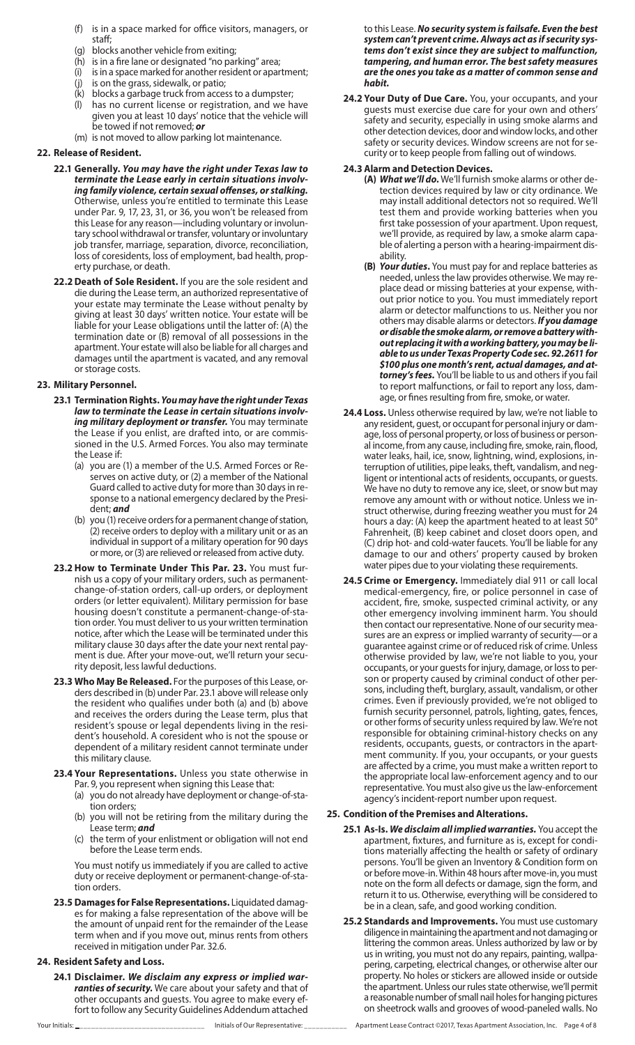(f) is in a space marked for office visitors, managers, or staff;
(g) blocks another vehicle from exiting;
(h) is in a fire lane or designated "no parking" area;
(i) is in a space marked for another resident or apartment;
(j) is on the grass, sidewalk, or patio;
(k) blocks a garbage truck from access to a dumpster;
(l) has no current license or registration, and we have given you at least 10 days' notice that the vehicle will be towed if not removed; ***or***
(m) is not moved to allow parking lot maintenance.

**22. Release of Resident.**

**22.1 Generally.** ***You may have the right under Texas law to terminate the Lease early in certain situations involving family violence, certain sexual offenses, or stalking.*** Otherwise, unless you're entitled to terminate this Lease under Par. 9, 17, 23, 31, or 36, you won't be released from this Lease for any reason—including voluntary or involuntary school withdrawal or transfer, voluntary or involuntary job transfer, marriage, separation, divorce, reconciliation, loss of coresidents, loss of employment, bad health, property purchase, or death.

**22.2 Death of Sole Resident.** If you are the sole resident and die during the Lease term, an authorized representative of your estate may terminate the Lease without penalty by giving at least 30 days' written notice. Your estate will be liable for your Lease obligations until the latter of: (A) the termination date or (B) removal of all possessions in the apartment. Your estate will also be liable for all charges and damages until the apartment is vacated, and any removal or storage costs.

**23. Military Personnel.**

**23.1 Termination Rights.** ***You may have the right under Texas law to terminate the Lease in certain situations involving military deployment or transfer.*** You may terminate the Lease if you enlist, are drafted into, or are commissioned in the U.S. Armed Forces. You also may terminate the Lease if:

(a) you are (1) a member of the U.S. Armed Forces or Reserves on active duty, or (2) a member of the National Guard called to active duty for more than 30 days in response to a national emergency declared by the President; ***and***
(b) you (1) receive orders for a permanent change of station, (2) receive orders to deploy with a military unit or as an individual in support of a military operation for 90 days or more, or (3) are relieved or released from active duty.

**23.2 How to Terminate Under This Par. 23.** You must furnish us a copy of your military orders, such as permanent-change-of-station orders, call-up orders, or deployment orders (or letter equivalent). Military permission for base housing doesn't constitute a permanent-change-of-station order. You must deliver to us your written termination notice, after which the Lease will be terminated under this military clause 30 days after the date your next rental payment is due. After your move-out, we'll return your security deposit, less lawful deductions.

**23.3 Who May Be Released.** For the purposes of this Lease, orders described in (b) under Par. 23.1 above will release only the resident who qualifies under both (a) and (b) above and receives the orders during the Lease term, plus that resident's spouse or legal dependents living in the resident's household. A coresident who is not the spouse or dependent of a military resident cannot terminate under this military clause.

**23.4 Your Representations.** Unless you state otherwise in Par. 9, you represent when signing this Lease that:

(a) you do not already have deployment or change-of-station orders;
(b) you will not be retiring from the military during the Lease term; ***and***
(c) the term of your enlistment or obligation will not end before the Lease term ends.

You must notify us immediately if you are called to active duty or receive deployment or permanent-change-of-station orders.

**23.5 Damages for False Representations.** Liquidated damages for making a false representation of the above will be the amount of unpaid rent for the remainder of the Lease term when and if you move out, minus rents from others received in mitigation under Par. 32.6.

**24. Resident Safety and Loss.**

**24.1 Disclaimer.** ***We disclaim any express or implied warranties of security.*** We care about your safety and that of other occupants and guests. You agree to make every effort to follow any Security Guidelines Addendum attached to this Lease. ***No security system is failsafe. Even the best system can't prevent crime. Always act as if security systems don't exist since they are subject to malfunction, tampering, and human error. The best safety measures are the ones you take as a matter of common sense and habit.***

**24.2 Your Duty of Due Care.** You, your occupants, and your guests must exercise due care for your own and others' safety and security, especially in using smoke alarms and other detection devices, door and window locks, and other safety or security devices. Window screens are not for security or to keep people from falling out of windows.

**24.3 Alarm and Detection Devices.**

**(A)** ***What we'll do.*** We'll furnish smoke alarms or other detection devices required by law or city ordinance. We may install additional detectors not so required. We'll test them and provide working batteries when you first take possession of your apartment. Upon request, we'll provide, as required by law, a smoke alarm capable of alerting a person with a hearing-impairment disability.

**(B)** ***Your duties.*** You must pay for and replace batteries as needed, unless the law provides otherwise. We may replace dead or missing batteries at your expense, without prior notice to you. You must immediately report alarm or detector malfunctions to us. Neither you nor others may disable alarms or detectors. ***If you damage or disable the smoke alarm, or remove a battery without replacing it with a working battery, you may be liable to us under Texas Property Code sec. 92.2611 for $100 plus one month's rent, actual damages, and attorney's fees.*** You'll be liable to us and others if you fail to report malfunctions, or fail to report any loss, damage, or fines resulting from fire, smoke, or water.

**24.4 Loss.** Unless otherwise required by law, we're not liable to any resident, guest, or occupant for personal injury or damage, loss of personal property, or loss of business or personal income, from any cause, including fire, smoke, rain, flood, water leaks, hail, ice, snow, lightning, wind, explosions, interruption of utilities, pipe leaks, theft, vandalism, and negligent or intentional acts of residents, occupants, or guests. We have no duty to remove any ice, sleet, or snow but may remove any amount with or without notice. Unless we instruct otherwise, during freezing weather you must for 24 hours a day: (A) keep the apartment heated to at least 50° Fahrenheit, (B) keep cabinet and closet doors open, and (C) drip hot- and cold-water faucets. You'll be liable for any damage to our and others' property caused by broken water pipes due to your violating these requirements.

**24.5 Crime or Emergency.** Immediately dial 911 or call local medical-emergency, fire, or police personnel in case of accident, fire, smoke, suspected criminal activity, or any other emergency involving imminent harm. You should then contact our representative. None of our security measures are an express or implied warranty of security—or a guarantee against crime or of reduced risk of crime. Unless otherwise provided by law, we're not liable to you, your occupants, or your guests for injury, damage, or loss to person or property caused by criminal conduct of other persons, including theft, burglary, assault, vandalism, or other crimes. Even if previously provided, we're not obliged to furnish security personnel, patrols, lighting, gates, fences, or other forms of security unless required by law. We're not responsible for obtaining criminal-history checks on any residents, occupants, guests, or contractors in the apartment community. If you, your occupants, or your guests are affected by a crime, you must make a written report to the appropriate local law-enforcement agency and to our representative. You must also give us the law-enforcement agency's incident-report number upon request.

**25. Condition of the Premises and Alterations.**

**25.1 As-Is.** ***We disclaim all implied warranties.*** You accept the apartment, fixtures, and furniture as is, except for conditions materially affecting the health or safety of ordinary persons. You'll be given an Inventory & Condition form on or before move-in. Within 48 hours after move-in, you must note on the form all defects or damage, sign the form, and return it to us. Otherwise, everything will be considered to be in a clean, safe, and good working condition.

**25.2 Standards and Improvements.** You must use customary diligence in maintaining the apartment and not damaging or littering the common areas. Unless authorized by law or by us in writing, you must not do any repairs, painting, wallpapering, carpeting, electrical changes, or otherwise alter our property. No holes or stickers are allowed inside or outside the apartment. Unless our rules state otherwise, we'll permit a reasonable number of small nail holes for hanging pictures on sheetrock walls and grooves of wood-paneled walls. No

Your Initials: ______________________ Initials of Our Representative: __________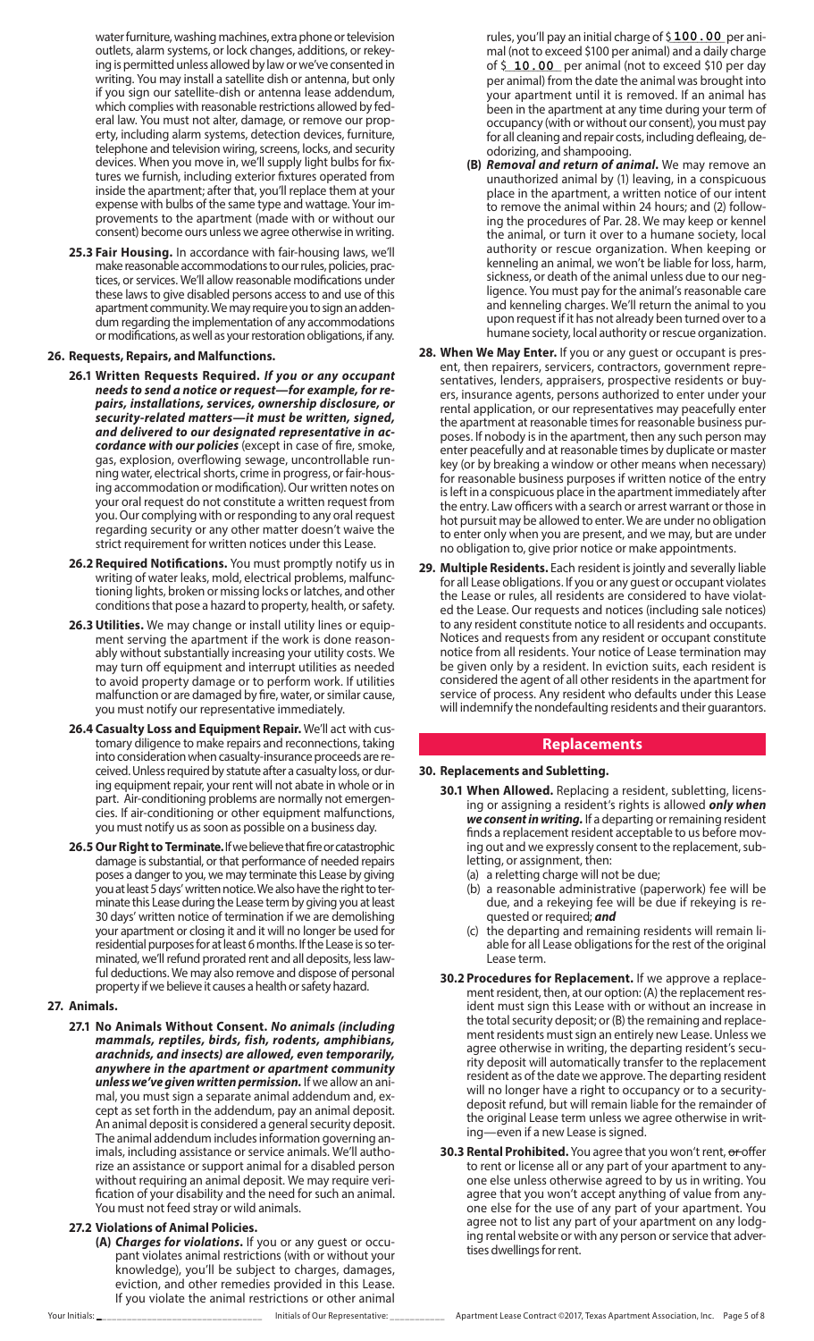water furniture, washing machines, extra phone or television outlets, alarm systems, or lock changes, additions, or rekeying is permitted unless allowed by law or we've consented in writing. You may install a satellite dish or antenna, but only if you sign our satellite-dish or antenna lease addendum, which complies with reasonable restrictions allowed by federal law. You must not alter, damage, or remove our property, including alarm systems, detection devices, furniture, telephone and television wiring, screens, locks, and security devices. When you move in, we'll supply light bulbs for fixtures we furnish, including exterior fixtures operated from inside the apartment; after that, you'll replace them at your expense with bulbs of the same type and wattage. Your improvements to the apartment (made with or without our consent) become ours unless we agree otherwise in writing.

**25.3 Fair Housing.** In accordance with fair-housing laws, we'll make reasonable accommodations to our rules, policies, practices, or services. We'll allow reasonable modifications under these laws to give disabled persons access to and use of this apartment community. We may require you to sign an addendum regarding the implementation of any accommodations or modifications, as well as your restoration obligations, if any.

**26. Requests, Repairs, and Malfunctions.**

**26.1 Written Requests Required.** ***If you or any occupant needs to send a notice or request—for example, for repairs, installations, services, ownership disclosure, or security-related matters—it must be written, signed, and delivered to our designated representative in accordance with our policies*** (except in case of fire, smoke, gas, explosion, overflowing sewage, uncontrollable running water, electrical shorts, crime in progress, or fair-housing accommodation or modification). Our written notes on your oral request do not constitute a written request from you. Our complying with or responding to any oral request regarding security or any other matter doesn't waive the strict requirement for written notices under this Lease.

**26.2 Required Notifications.** You must promptly notify us in writing of water leaks, mold, electrical problems, malfunctioning lights, broken or missing locks or latches, and other conditions that pose a hazard to property, health, or safety.

**26.3 Utilities.** We may change or install utility lines or equipment serving the apartment if the work is done reasonably without substantially increasing your utility costs. We may turn off equipment and interrupt utilities as needed to avoid property damage or to perform work. If utilities malfunction or are damaged by fire, water, or similar cause, you must notify our representative immediately.

**26.4 Casualty Loss and Equipment Repair.** We'll act with customary diligence to make repairs and reconnections, taking into consideration when casualty-insurance proceeds are received. Unless required by statute after a casualty loss, or during equipment repair, your rent will not abate in whole or in part. Air-conditioning problems are normally not emergencies. If air-conditioning or other equipment malfunctions, you must notify us as soon as possible on a business day.

**26.5 Our Right to Terminate.** If we believe that fire or catastrophic damage is substantial, or that performance of needed repairs poses a danger to you, we may terminate this Lease by giving you at least 5 days' written notice. We also have the right to terminate this Lease during the Lease term by giving you at least 30 days' written notice of termination if we are demolishing your apartment or closing it and it will no longer be used for residential purposes for at least 6 months. If the Lease is so terminated, we'll refund prorated rent and all deposits, less lawful deductions. We may also remove and dispose of personal property if we believe it causes a health or safety hazard.

**27. Animals.**

**27.1 No Animals Without Consent.** ***No animals (including mammals, reptiles, birds, fish, rodents, amphibians, arachnids, and insects) are allowed, even temporarily, anywhere in the apartment or apartment community unless we've given written permission.*** If we allow an animal, you must sign a separate animal addendum and, except as set forth in the addendum, pay an animal deposit. An animal deposit is considered a general security deposit. The animal addendum includes information governing animals, including assistance or service animals. We'll authorize an assistance or support animal for a disabled person without requiring an animal deposit. We may require verification of your disability and the need for such an animal. You must not feed stray or wild animals.

**27.2 Violations of Animal Policies.**

**(A)** ***Charges for violations.*** If you or any guest or occupant violates animal restrictions (with or without your knowledge), you'll be subject to charges, damages, eviction, and other remedies provided in this Lease. If you violate the animal restrictions or other animal rules, you'll pay an initial charge of $ 100.00 per animal (not to exceed $100 per animal) and a daily charge of $ 10.00 per animal (not to exceed $10 per day per animal) from the date the animal was brought into your apartment until it is removed. If an animal has been in the apartment at any time during your term of occupancy (with or without our consent), you must pay for all cleaning and repair costs, including defleaing, deodorizing, and shampooing.

**(B)** ***Removal and return of animal.*** We may remove an unauthorized animal by (1) leaving, in a conspicuous place in the apartment, a written notice of our intent to remove the animal within 24 hours; and (2) following the procedures of Par. 28. We may keep or kennel the animal, or turn it over to a humane society, local authority or rescue organization. When keeping or kenneling an animal, we won't be liable for loss, harm, sickness, or death of the animal unless due to our negligence. You must pay for the animal's reasonable care and kenneling charges. We'll return the animal to you upon request if it has not already been turned over to a humane society, local authority or rescue organization.

**28. When We May Enter.** If you or any guest or occupant is present, then repairers, servicers, contractors, government representatives, lenders, appraisers, prospective residents or buyers, insurance agents, persons authorized to enter under your rental application, or our representatives may peacefully enter the apartment at reasonable times for reasonable business purposes. If nobody is in the apartment, then any such person may enter peacefully and at reasonable times by duplicate or master key (or by breaking a window or other means when necessary) for reasonable business purposes if written notice of the entry is left in a conspicuous place in the apartment immediately after the entry. Law officers with a search or arrest warrant or those in hot pursuit may be allowed to enter. We are under no obligation to enter only when you are present, and we may, but are under no obligation to, give prior notice or make appointments.

**29. Multiple Residents.** Each resident is jointly and severally liable for all Lease obligations. If you or any guest or occupant violates the Lease or rules, all residents are considered to have violated the Lease. Our requests and notices (including sale notices) to any resident constitute notice to all residents and occupants. Notices and requests from any resident or occupant constitute notice from all residents. Your notice of Lease termination may be given only by a resident. In eviction suits, each resident is considered the agent of all other residents in the apartment for service of process. Any resident who defaults under this Lease will indemnify the nondefaulting residents and their guarantors.

## Replacements

**30. Replacements and Subletting.**

**30.1 When Allowed.** Replacing a resident, subletting, licensing or assigning a resident's rights is allowed ***only when we consent in writing.*** If a departing or remaining resident finds a replacement resident acceptable to us before moving out and we expressly consent to the replacement, subletting, or assignment, then:

(a) a reletting charge will not be due;
(b) a reasonable administrative (paperwork) fee will be due, and a rekeying fee will be due if rekeying is requested or required; ***and***
(c) the departing and remaining residents will remain liable for all Lease obligations for the rest of the original Lease term.

**30.2 Procedures for Replacement.** If we approve a replacement resident, then, at our option: (A) the replacement resident must sign this Lease with or without an increase in the total security deposit; or (B) the remaining and replacement residents must sign an entirely new Lease. Unless we agree otherwise in writing, the departing resident's security deposit will automatically transfer to the replacement resident as of the date we approve. The departing resident will no longer have a right to occupancy or to a security-deposit refund, but will remain liable for the remainder of the original Lease term unless we agree otherwise in writing—even if a new Lease is signed.

**30.3 Rental Prohibited.** You agree that you won't rent, ~~or~~ offer to rent or license all or any part of your apartment to anyone else unless otherwise agreed to by us in writing. You agree that you won't accept anything of value from anyone else for the use of any part of your apartment. You agree not to list any part of your apartment on any lodging rental website or with any person or service that advertises dwellings for rent.

Your Initials: ______________ Initials of Our Representative: ______________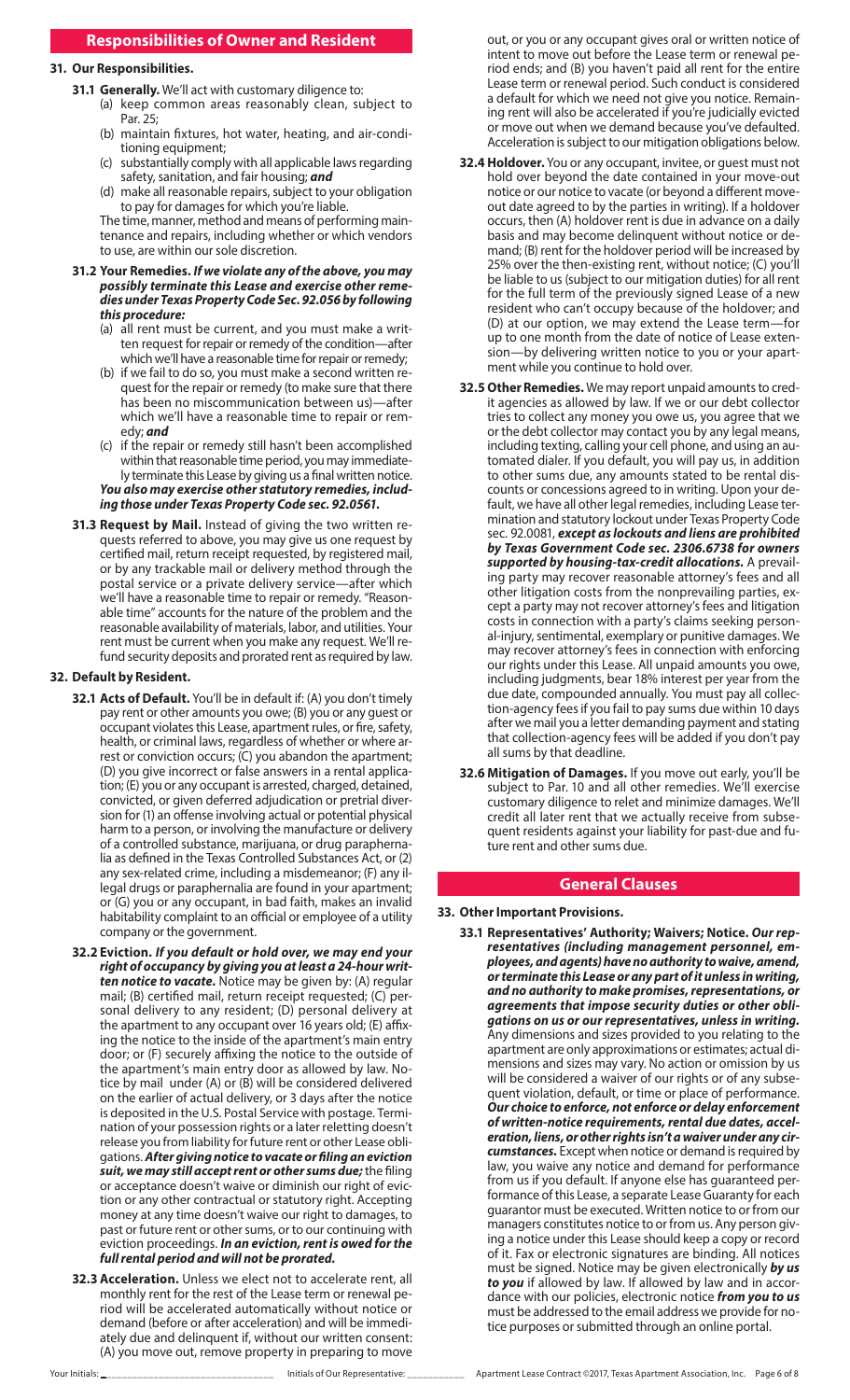## Responsibilities of Owner and Resident

### 31. Our Responsibilities.

**31.1 Generally.** We'll act with customary diligence to:

(a) keep common areas reasonably clean, subject to Par. 25;

(b) maintain fixtures, hot water, heating, and air-conditioning equipment;

(c) substantially comply with all applicable laws regarding safety, sanitation, and fair housing; ***and***

(d) make all reasonable repairs, subject to your obligation to pay for damages for which you're liable.

The time, manner, method and means of performing maintenance and repairs, including whether or which vendors to use, are within our sole discretion.

**31.2 Your Remedies.** ***If we violate any of the above, you may possibly terminate this Lease and exercise other remedies under Texas Property Code Sec. 92.056 by following this procedure:***

(a) all rent must be current, and you must make a written request for repair or remedy of the condition—after which we'll have a reasonable time for repair or remedy;

(b) if we fail to do so, you must make a second written request for the repair or remedy (to make sure that there has been no miscommunication between us)—after which we'll have a reasonable time to repair or remedy; ***and***

(c) if the repair or remedy still hasn't been accomplished within that reasonable time period, you may immediately terminate this Lease by giving us a final written notice.

***You also may exercise other statutory remedies, including those under Texas Property Code sec. 92.0561.***

**31.3 Request by Mail.** Instead of giving the two written requests referred to above, you may give us one request by certified mail, return receipt requested, by registered mail, or by any trackable mail or delivery method through the postal service or a private delivery service—after which we'll have a reasonable time to repair or remedy. "Reasonable time" accounts for the nature of the problem and the reasonable availability of materials, labor, and utilities. Your rent must be current when you make any request. We'll refund security deposits and prorated rent as required by law.

### 32. Default by Resident.

**32.1 Acts of Default.** You'll be in default if: (A) you don't timely pay rent or other amounts you owe; (B) you or any guest or occupant violates this Lease, apartment rules, or fire, safety, health, or criminal laws, regardless of whether or where arrest or conviction occurs; (C) you abandon the apartment; (D) you give incorrect or false answers in a rental application; (E) you or any occupant is arrested, charged, detained, convicted, or given deferred adjudication or pretrial diversion for (1) an offense involving actual or potential physical harm to a person, or involving the manufacture or delivery of a controlled substance, marijuana, or drug paraphernalia as defined in the Texas Controlled Substances Act, or (2) any sex-related crime, including a misdemeanor; (F) any illegal drugs or paraphernalia are found in your apartment; or (G) you or any occupant, in bad faith, makes an invalid habitability complaint to an official or employee of a utility company or the government.

**32.2 Eviction.** ***If you default or hold over, we may end your right of occupancy by giving you at least a 24-hour written notice to vacate.*** Notice may be given by: (A) regular mail; (B) certified mail, return receipt requested; (C) personal delivery to any resident; (D) personal delivery at the apartment to any occupant over 16 years old; (E) affixing the notice to the inside of the apartment's main entry door; or (F) securely affixing the notice to the outside of the apartment's main entry door as allowed by law. Notice by mail under (A) or (B) will be considered delivered on the earlier of actual delivery, or 3 days after the notice is deposited in the U.S. Postal Service with postage. Termination of your possession rights or a later reletting doesn't release you from liability for future rent or other Lease obligations. ***After giving notice to vacate or filing an eviction suit, we may still accept rent or other sums due;*** the filing or acceptance doesn't waive or diminish our right of eviction or any other contractual or statutory right. Accepting money at any time doesn't waive our right to damages, to past or future rent or other sums, or to our continuing with eviction proceedings. ***In an eviction, rent is owed for the full rental period and will not be prorated.***

**32.3 Acceleration.** Unless we elect not to accelerate rent, all monthly rent for the rest of the Lease term or renewal period will be accelerated automatically without notice or demand (before or after acceleration) and will be immediately due and delinquent if, without our written consent: (A) you move out, remove property in preparing to move out, or you or any occupant gives oral or written notice of intent to move out before the Lease term or renewal period ends; and (B) you haven't paid all rent for the entire Lease term or renewal period. Such conduct is considered a default for which we need not give you notice. Remaining rent will also be accelerated if you're judicially evicted or move out when we demand because you've defaulted. Acceleration is subject to our mitigation obligations below.

**32.4 Holdover.** You or any occupant, invitee, or guest must not hold over beyond the date contained in your move-out notice or our notice to vacate (or beyond a different move-out date agreed to by the parties in writing). If a holdover occurs, then (A) holdover rent is due in advance on a daily basis and may become delinquent without notice or demand; (B) rent for the holdover period will be increased by 25% over the then-existing rent, without notice; (C) you'll be liable to us (subject to our mitigation duties) for all rent for the full term of the previously signed Lease of a new resident who can't occupy because of the holdover; and (D) at our option, we may extend the Lease term—for up to one month from the date of notice of Lease extension—by delivering written notice to you or your apartment while you continue to hold over.

**32.5 Other Remedies.** We may report unpaid amounts to credit agencies as allowed by law. If we or our debt collector tries to collect any money you owe us, you agree that we or the debt collector may contact you by any legal means, including texting, calling your cell phone, and using an automated dialer. If you default, you will pay us, in addition to other sums due, any amounts stated to be rental discounts or concessions agreed to in writing. Upon your default, we have all other legal remedies, including Lease termination and statutory lockout under Texas Property Code sec. 92.0081, ***except as lockouts and liens are prohibited by Texas Government Code sec. 2306.6738 for owners supported by housing-tax-credit allocations.*** A prevailing party may recover reasonable attorney's fees and all other litigation costs from the nonprevailing parties, except a party may not recover attorney's fees and litigation costs in connection with a party's claims seeking personal-injury, sentimental, exemplary or punitive damages. We may recover attorney's fees in connection with enforcing our rights under this Lease. All unpaid amounts you owe, including judgments, bear 18% interest per year from the due date, compounded annually. You must pay all collection-agency fees if you fail to pay sums due within 10 days after we mail you a letter demanding payment and stating that collection-agency fees will be added if you don't pay all sums by that deadline.

**32.6 Mitigation of Damages.** If you move out early, you'll be subject to Par. 10 and all other remedies. We'll exercise customary diligence to relet and minimize damages. We'll credit all later rent that we actually receive from subsequent residents against your liability for past-due and future rent and other sums due.

## General Clauses

### 33. Other Important Provisions.

**33.1 Representatives' Authority; Waivers; Notice.** ***Our representatives (including management personnel, employees, and agents) have no authority to waive, amend, or terminate this Lease or any part of it unless in writing, and no authority to make promises, representations, or agreements that impose security duties or other obligations on us or our representatives, unless in writing.*** Any dimensions and sizes provided to you relating to the apartment are only approximations or estimates; actual dimensions and sizes may vary. No action or omission by us will be considered a waiver of our rights or of any subsequent violation, default, or time or place of performance. ***Our choice to enforce, not enforce or delay enforcement of written-notice requirements, rental due dates, acceleration, liens, or other rights isn't a waiver under any circumstances.*** Except when notice or demand is required by law, you waive any notice and demand for performance from us if you default. If anyone else has guaranteed performance of this Lease, a separate Lease Guaranty for each guarantor must be executed. Written notice to or from our managers constitutes notice to or from us. Any person giving a notice under this Lease should keep a copy or record of it. Fax or electronic signatures are binding. All notices must be signed. Notice may be given electronically ***by us to you*** if allowed by law. If allowed by law and in accordance with our policies, electronic notice ***from you to us*** must be addressed to the email address we provide for notice purposes or submitted through an online portal.

Your Initials: ________________ Initials of Our Representative: ________________ Apartment Lease Contract ©2017, Texas Apartment Association, Inc.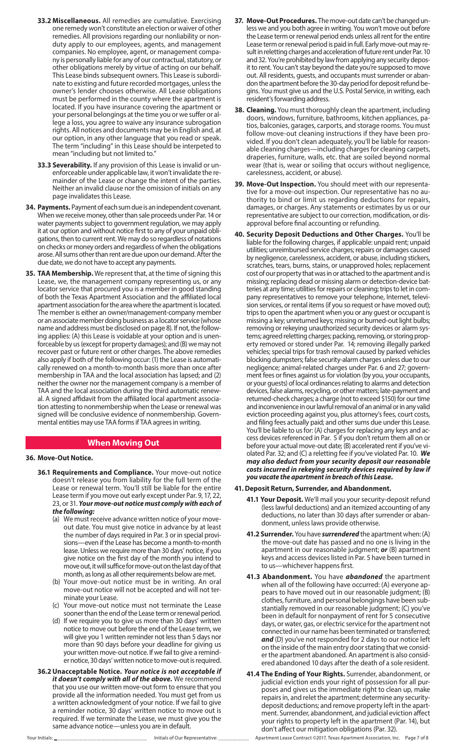**33.2 Miscellaneous.** All remedies are cumulative. Exercising one remedy won't constitute an election or waiver of other remedies. All provisions regarding our nonliability or nonduty apply to our employees, agents, and management companies. No employee, agent, or management company is personally liable for any of our contractual, statutory, or other obligations merely by virtue of acting on our behalf. This Lease binds subsequent owners. This Lease is subordinate to existing and future recorded mortgages, unless the owner's lender chooses otherwise. All Lease obligations must be performed in the county where the apartment is located. If you have insurance covering the apartment or your personal belongings at the time you or we suffer or allege a loss, you agree to waive any insurance subrogation rights. All notices and documents may be in English and, at our option, in any other language that you read or speak. The term "including" in this Lease should be interpeted to mean "including but not limited to."

**33.3 Severability.** If any provision of this Lease is invalid or unenforceable under applicable law, it won't invalidate the remainder of the Lease or change the intent of the parties. Neither an invalid clause nor the omission of initials on any page invalidates this Lease.

**34. Payments.** Payment of each sum due is an independent covenant. When we receive money, other than sale proceeds under Par. 14 or water payments subject to government regulation, we may apply it at our option and without notice first to any of your unpaid obligations, then to current rent. We may do so regardless of notations on checks or money orders and regardless of when the obligations arose. All sums other than rent are due upon our demand. After the due date, we do not have to accept any payments.

**35. TAA Membership.** We represent that, at the time of signing this Lease, we, the management company representing us, or any locator service that procured you is a member in good standing of both the Texas Apartment Association and the affiliated local apartment association for the area where the apartment is located. The member is either an owner/management-company member or an associate member doing business as a locator service (whose name and address must be disclosed on page 8). If not, the following applies: (A) this Lease is voidable at your option and is unenforceable by us (except for property damages); and (B) we may not recover past or future rent or other charges. The above remedies also apply if both of the following occur: (1) the Lease is automatically renewed on a month-to-month basis more than once after membership in TAA and the local association has lapsed; and (2) neither the owner nor the management company is a member of TAA and the local association during the third automatic renewal. A signed affidavit from the affiliated local apartment association attesting to nonmembership when the Lease or renewal was signed will be conclusive evidence of nonmembership. Governmental entities may use TAA forms if TAA agrees in writing.

## When Moving Out

**36. Move-Out Notice.**

**36.1 Requirements and Compliance.** Your move-out notice doesn't release you from liability for the full term of the Lease or renewal term. You'll still be liable for the entire Lease term if you move out early except under Par. 9, 17, 22, 23, or 31. ***Your move-out notice must comply with each of the following:***

(a) We must receive advance written notice of your move-out date. You must give notice in advance by at least the number of days required in Par. 3 or in special provisions—even if the Lease has become a month-to-month lease. Unless we require more than 30 days' notice, if you give notice on the first day of the month you intend to move out, it will suffice for move-out on the last day of that month, as long as all other requirements below are met.

(b) Your move-out notice must be in writing. An oral move-out notice will not be accepted and will not terminate your Lease.

(c) Your move-out notice must not terminate the Lease sooner than the end of the Lease term or renewal period.

(d) If we require you to give us more than 30 days' written notice to move out before the end of the Lease term, we will give you 1 written reminder not less than 5 days nor more than 90 days before your deadline for giving us your written move-out notice. If we fail to give a reminder notice, 30 days' written notice to move-out is required.

**36.2 Unacceptable Notice.** ***Your notice is not acceptable if it doesn't comply with all of the above.*** We recommend that you use our written move-out form to ensure that you provide all the information needed. You must get from us a written acknowledgment of your notice. If we fail to give a reminder notice, 30 days' written notice to move out is required. If we terminate the Lease, we must give you the same advance notice—unless you are in default.

**37. Move-Out Procedures.** The move-out date can't be changed unless we and you both agree in writing. You won't move out before the Lease term or renewal period ends unless all rent for the entire Lease term or renewal period is paid in full. Early move-out may result in reletting charges and acceleration of future rent under Par. 10 and 32. You're prohibited by law from applying any security deposit to rent. You can't stay beyond the date you're supposed to move out. All residents, guests, and occupants must surrender or abandon the apartment before the 30-day period for deposit refund begins. You must give us and the U.S. Postal Service, in writing, each resident's forwarding address.

**38. Cleaning.** You must thoroughly clean the apartment, including doors, windows, furniture, bathrooms, kitchen appliances, patios, balconies, garages, carports, and storage rooms. You must follow move-out cleaning instructions if they have been provided. If you don't clean adequately, you'll be liable for reasonable cleaning charges—including charges for cleaning carpets, draperies, furniture, walls, etc. that are soiled beyond normal wear (that is, wear or soiling that occurs without negligence, carelessness, accident, or abuse).

**39. Move-Out Inspection.** You should meet with our representative for a move-out inspection. Our representative has no authority to bind or limit us regarding deductions for repairs, damages, or charges. Any statements or estimates by us or our representative are subject to our correction, modification, or disapproval before final accounting or refunding.

**40. Security Deposit Deductions and Other Charges.** You'll be liable for the following charges, if applicable: unpaid rent; unpaid utilities; unreimbursed service charges; repairs or damages caused by negligence, carelessness, accident, or abuse, including stickers, scratches, tears, burns, stains, or unapproved holes; replacement cost of our property that was in or attached to the apartment and is missing; replacing dead or missing alarm or detection-device batteries at any time; utilities for repairs or cleaning; trips to let in company representatives to remove your telephone, Internet, television services, or rental items (if you so request or have moved out); trips to open the apartment when you or any guest or occupant is missing a key; unreturned keys; missing or burned-out light bulbs; removing or rekeying unauthorized security devices or alarm systems; agreed reletting charges; packing, removing, or storing property removed or stored under Par. 14; removing illegally parked vehicles; special trips for trash removal caused by parked vehicles blocking dumpsters; false security-alarm charges unless due to our negligence; animal-related charges under Par. 6 and 27; government fees or fines against us for violation (by you, your occupants, or your guests) of local ordinances relating to alarms and detection devices, false alarms, recycling, or other matters; late-payment and returned-check charges; a charge (not to exceed $150) for our time and inconvenience in our lawful removal of an animal or in any valid eviction proceeding against you, plus attorney's fees, court costs, and filing fees actually paid; and other sums due under this Lease. You'll be liable to us for: (A) charges for replacing any keys and access devices referenced in Par. 5 if you don't return them all on or before your actual move-out date; (B) accelerated rent if you've violated Par. 32; and (C) a reletting fee if you've violated Par. 10. ***We may also deduct from your security deposit our reasonable costs incurred in rekeying security devices required by law if you vacate the apartment in breach of this Lease.***

**41. Deposit Return, Surrender, and Abandonment.**

**41.1 Your Deposit.** We'll mail you your security-deposit refund (less lawful deductions) and an itemized accounting of any deductions, no later than 30 days after surrender or abandonment, unless laws provide otherwise.

**41.2 Surrender.** You have ***surrendered*** the apartment when: (A) the move-out date has passed and no one is living in the apartment in our reasonable judgment; ***or*** (B) apartment keys and access devices listed in Par. 5 have been turned in to us—whichever happens first.

**41.3 Abandonment.** You have ***abandoned*** the apartment when all of the following have occurred: (A) everyone appears to have moved out in our reasonable judgment; (B) clothes, furniture, and personal belongings have been substantially removed in our reasonable judgment; (C) you've been in default for nonpayment of rent for 5 consecutive days, or water, gas, or electric service for the apartment not connected in our name has been terminated or transferred; ***and*** (D) you've not responded for 2 days to our notice left on the inside of the main entry door stating that we consider the apartment abandoned. An apartment is also considered abandoned 10 days after the death of a sole resident.

**41.4 The Ending of Your Rights.** Surrender, abandonment, or judicial eviction ends your right of possession for all purposes and gives us the immediate right to clean up, make repairs in, and relet the apartment; determine any security-deposit deductions; and remove property left in the apartment. Surrender, abandonment, and judicial eviction affect your rights to property left in the apartment (Par. 14), but don't affect our mitigation obligations (Par. 32).

Your Initials: ______________________ Initials of Our Representative: __________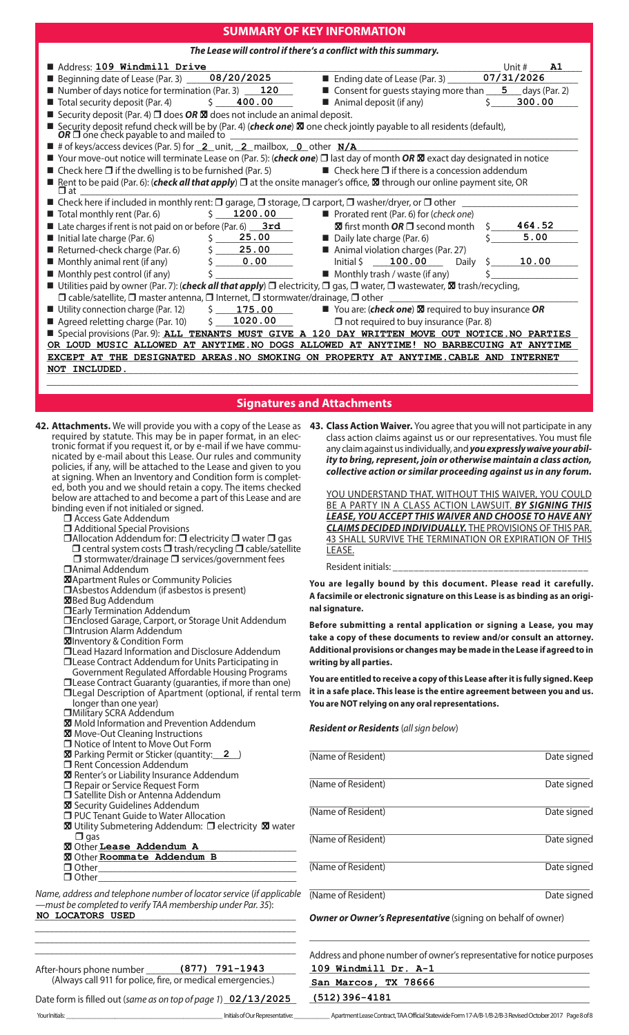## SUMMARY OF KEY INFORMATION

*The Lease will control if there's a conflict with this summary.*

- Address: **109 Windmill Drive** Unit # **A1**
- Beginning date of Lease (Par. 3) **08/20/2025**
- Ending date of Lease (Par. 3) **07/31/2026**
- Number of days notice for termination (Par. 3) **120**
- Consent for guests staying more than **5** days (Par. 2)
- Total security deposit (Par. 4) $ **400.00**
- Animal deposit (if any) $ **300.00**
- Security deposit (Par. 4) ☐ does *OR* ☒ does not include an animal deposit.
- Security deposit refund check will be by (Par. 4) (***check one***) ☒ one check jointly payable to all residents (default), *OR* ☐ one check payable to and mailed to
- # of keys/access devices (Par. 5) for **2** unit, **2** mailbox, **0** other **N/A**
- Your move-out notice will terminate Lease on (Par. 5): (***check one***) ☐ last day of month *OR* ☒ exact day designated in notice
- Check here ☐ if the dwelling is to be furnished (Par. 5)
- Check here ☐ if there is a concession addendum
- Rent to be paid (Par. 6): (***check all that apply***) ☐ at the onsite manager's office, ☒ through our online payment site, OR ☐ at
- Check here if included in monthly rent: ☐ garage, ☐ storage, ☐ carport, ☐ washer/dryer, or ☐ other
- Total monthly rent (Par. 6) $ **1200.00**
- Prorated rent (Par. 6) for (*check one*) ☒ first month *OR* ☐ second month $ **464.52**
- Late charges if rent is not paid on or before (Par. 6) **3rd**
- Initial late charge (Par. 6) $ **25.00**
- Daily late charge (Par. 6) $ **5.00**
- Returned-check charge (Par. 6) $ **25.00**
- Animal violation charges (Par. 27) Initial $ **100.00** Daily $ **10.00**
- Monthly animal rent (if any) $ **0.00**
- Monthly pest control (if any) $
- Monthly trash / waste (if any) $
- Utilities paid by owner (Par. 7): (***check all that apply***) ☐ electricity, ☐ gas, ☐ water, ☐ wastewater, ☒ trash/recycling, ☐ cable/satellite, ☐ master antenna, ☐ Internet, ☐ stormwater/drainage, ☐ other
- Utility connection charge (Par. 12) $ **175.00**
- You are: (***check one***) ☒ required to buy insurance *OR* ☐ not required to buy insurance (Par. 8)
- Agreed reletting charge (Par. 10) $ **1020.00**
- Special provisions (Par. 9): **ALL TENANTS MUST GIVE A 120 DAY WRITTEN MOVE OUT NOTICE.NO PARTIES OR LOUD MUSIC ALLOWED AT ANYTIME.NO DOGS ALLOWED AT ANYTIME! NO BARBECUING AT ANYTIME EXCEPT AT THE DESIGNATED AREAS.NO SMOKING ON PROPERTY AT ANYTIME.CABLE AND INTERNET NOT INCLUDED.**

## Signatures and Attachments

**42. Attachments.** We will provide you with a copy of the Lease as required by statute. This may be in paper format, in an electronic format if you request it, or by e-mail if we have communicated by e-mail about this Lease. Our rules and community policies, if any, will be attached to the Lease and given to you at signing. When an Inventory and Condition form is completed, both you and we should retain a copy. The items checked below are attached to and become a part of this Lease and are binding even if not initialed or signed.

- ☐ Access Gate Addendum
- ☐ Additional Special Provisions
- ☐ Allocation Addendum for: ☐ electricity ☐ water ☐ gas ☐ central system costs ☐ trash/recycling ☐ cable/satellite ☐ stormwater/drainage ☐ services/government fees
- ☐ Animal Addendum
- ☒ Apartment Rules or Community Policies
- ☐ Asbestos Addendum (if asbestos is present)
- ☒ Bed Bug Addendum
- ☐ Early Termination Addendum
- ☐ Enclosed Garage, Carport, or Storage Unit Addendum
- ☐ Intrusion Alarm Addendum
- ☒ Inventory & Condition Form
- ☐ Lead Hazard Information and Disclosure Addendum
- ☐ Lease Contract Addendum for Units Participating in Government Regulated Affordable Housing Programs
- ☐ Lease Contract Guaranty (guaranties, if more than one)
- ☐ Legal Description of Apartment (optional, if rental term longer than one year)
- ☐ Military SCRA Addendum
- ☒ Mold Information and Prevention Addendum
- ☒ Move-Out Cleaning Instructions
- ☐ Notice of Intent to Move Out Form
- ☒ Parking Permit or Sticker (quantity: **2** )
- ☐ Rent Concession Addendum
- ☒ Renter's or Liability Insurance Addendum
- ☐ Repair or Service Request Form
- ☐ Satellite Dish or Antenna Addendum
- ☒ Security Guidelines Addendum
- ☐ PUC Tenant Guide to Water Allocation
- ☒ Utility Submetering Addendum: ☐ electricity ☒ water ☐ gas
- ☒ Other **Lease Addendum A**
- ☒ Other **Roommate Addendum B**
- ☐ Other
- ☐ Other

*Name, address and telephone number of locator service (if applicable—must be completed to verify TAA membership under Par. 35):*
**NO LOCATORS USED**

After-hours phone number **(877) 791-1943**
(Always call 911 for police, fire, or medical emergencies.)

Date form is filled out (*same as on top of page 1*) **02/13/2025**

**43. Class Action Waiver.** You agree that you will not participate in any class action claims against us or our representatives. You must file any claim against us individually, and ***you expressly waive your ability to bring, represent, join or otherwise maintain a class action, collective action or similar proceeding against us in any forum.***

YOU UNDERSTAND THAT, WITHOUT THIS WAIVER, YOU COULD BE A PARTY IN A CLASS ACTION LAWSUIT. ***BY SIGNING THIS LEASE, YOU ACCEPT THIS WAIVER AND CHOOSE TO HAVE ANY CLAIMS DECIDED INDIVIDUALLY.*** THE PROVISIONS OF THIS PAR. 43 SHALL SURVIVE THE TERMINATION OR EXPIRATION OF THIS LEASE.

Resident initials: ____________________

**You are legally bound by this document. Please read it carefully. A facsimile or electronic signature on this Lease is as binding as an original signature.**

**Before submitting a rental application or signing a Lease, you may take a copy of these documents to review and/or consult an attorney. Additional provisions or changes may be made in the Lease if agreed to in writing by all parties.**

**You are entitled to receive a copy of this Lease after it is fully signed. Keep it in a safe place. This lease is the entire agreement between you and us. You are NOT relying on any oral representations.**

***Resident or Residents*** (*all sign below*)

(Name of Resident) ____________________ Date signed

(Name of Resident) ____________________ Date signed

(Name of Resident) ____________________ Date signed

(Name of Resident) ____________________ Date signed

(Name of Resident) ____________________ Date signed

(Name of Resident) ____________________ Date signed

***Owner or Owner's Representative*** (signing on behalf of owner)

____________________

Address and phone number of owner's representative for notice purposes
**109 Windmill Dr. A-1**
**San Marcos, TX 78666**
**(512)396-4181**

Your Initials: ________ Initials of Our Representative: ________ Apartment Lease Contract, TAA Official Statewide Form 17-A/B-1/B-2/B-3 Revised October 2017